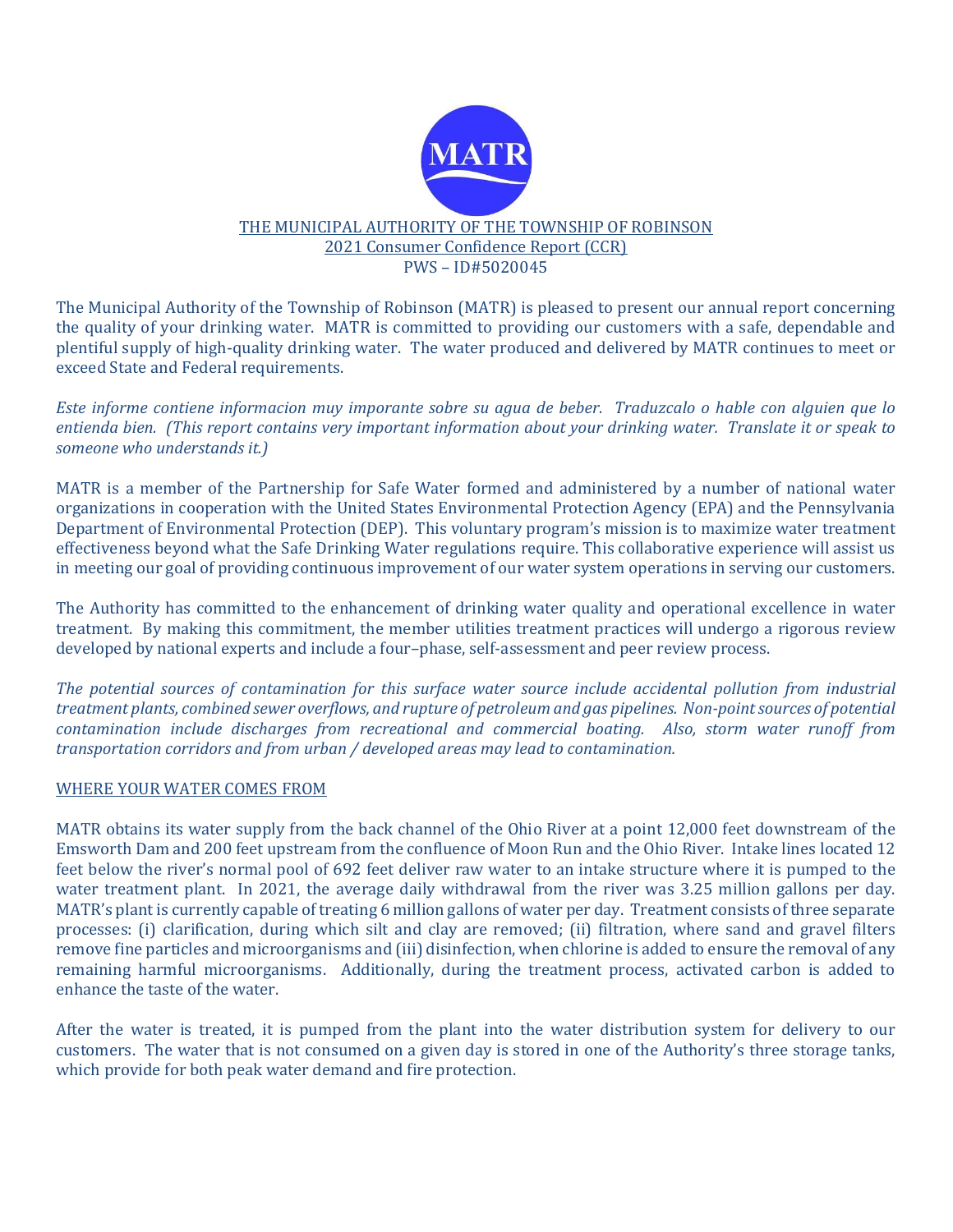MATR

# THE MUNICIPAL AUTHORITY OF THE TOWNSHIP OF ROBINSON

## 2021 Consumer Confidence Report (CCR)

PWS – ID#5020045

The Municipal Authority of the Township of Robinson (MATR) is pleased to present our annual report concerning the quality of your drinking water. MATR is committed to providing our customers with a safe, dependable and plentiful supply of high-quality drinking water. The water produced and delivered by MATR continues to meet or exceed State and Federal requirements.

*Este informe contiene informacion muy imporante sobre su agua de beber. Traduzcalo o hable con alguien que lo entienda bien. (This report contains very important information about your drinking water. Translate it or speak to someone who understands it.)*

MATR is a member of the Partnership for Safe Water formed and administered by a number of national water organizations in cooperation with the United States Environmental Protection Agency (EPA) and the Pennsylvania Department of Environmental Protection (DEP). This voluntary program's mission is to maximize water treatment effectiveness beyond what the Safe Drinking Water regulations require. This collaborative experience will assist us in meeting our goal of providing continuous improvement of our water system operations in serving our customers.

The Authority has committed to the enhancement of drinking water quality and operational excellence in water treatment. By making this commitment, the member utilities treatment practices will undergo a rigorous review developed by national experts and include a four–phase, self-assessment and peer review process.

*The potential sources of contamination for this surface water source include accidental pollution from industrial treatment plants, combined sewer overflows, and rupture of petroleum and gas pipelines. Non-point sources of potential contamination include discharges from recreational and commercial boating. Also, storm water runoff from transportation corridors and from urban / developed areas may lead to contamination.*

## WHERE YOUR WATER COMES FROM

MATR obtains its water supply from the back channel of the Ohio River at a point 12,000 feet downstream of the Emsworth Dam and 200 feet upstream from the confluence of Moon Run and the Ohio River. Intake lines located 12 feet below the river's normal pool of 692 feet deliver raw water to an intake structure where it is pumped to the water treatment plant. In 2021, the average daily withdrawal from the river was 3.25 million gallons per day. MATR's plant is currently capable of treating 6 million gallons of water per day. Treatment consists of three separate processes: (i) clarification, during which silt and clay are removed; (ii) filtration, where sand and gravel filters remove fine particles and microorganisms and (iii) disinfection, when chlorine is added to ensure the removal of any remaining harmful microorganisms. Additionally, during the treatment process, activated carbon is added to enhance the taste of the water.

After the water is treated, it is pumped from the plant into the water distribution system for delivery to our customers. The water that is not consumed on a given day is stored in one of the Authority's three storage tanks, which provide for both peak water demand and fire protection.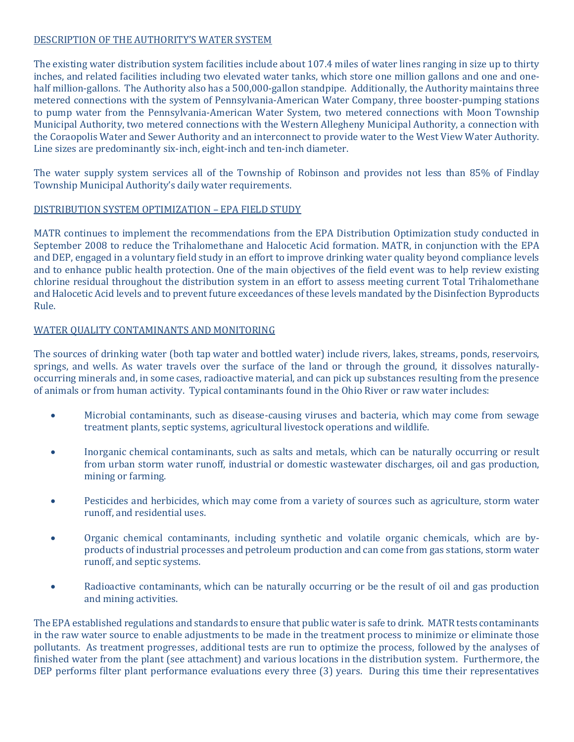## DESCRIPTION OF THE AUTHORITY'S WATER SYSTEM

The existing water distribution system facilities include about 107.4 miles of water lines ranging in size up to thirty inches, and related facilities including two elevated water tanks, which store one million gallons and one and one-half million-gallons. The Authority also has a 500,000-gallon standpipe. Additionally, the Authority maintains three metered connections with the system of Pennsylvania-American Water Company, three booster-pumping stations to pump water from the Pennsylvania-American Water System, two metered connections with Moon Township Municipal Authority, two metered connections with the Western Allegheny Municipal Authority, a connection with the Coraopolis Water and Sewer Authority and an interconnect to provide water to the West View Water Authority. Line sizes are predominantly six-inch, eight-inch and ten-inch diameter.

The water supply system services all of the Township of Robinson and provides not less than 85% of Findlay Township Municipal Authority's daily water requirements.

## DISTRIBUTION SYSTEM OPTIMIZATION – EPA FIELD STUDY

MATR continues to implement the recommendations from the EPA Distribution Optimization study conducted in September 2008 to reduce the Trihalomethane and Halocetic Acid formation. MATR, in conjunction with the EPA and DEP, engaged in a voluntary field study in an effort to improve drinking water quality beyond compliance levels and to enhance public health protection. One of the main objectives of the field event was to help review existing chlorine residual throughout the distribution system in an effort to assess meeting current Total Trihalomethane and Halocetic Acid levels and to prevent future exceedances of these levels mandated by the Disinfection Byproducts Rule.

## WATER QUALITY CONTAMINANTS AND MONITORING

The sources of drinking water (both tap water and bottled water) include rivers, lakes, streams, ponds, reservoirs, springs, and wells. As water travels over the surface of the land or through the ground, it dissolves naturally-occurring minerals and, in some cases, radioactive material, and can pick up substances resulting from the presence of animals or from human activity. Typical contaminants found in the Ohio River or raw water includes:

- Microbial contaminants, such as disease-causing viruses and bacteria, which may come from sewage treatment plants, septic systems, agricultural livestock operations and wildlife.
- Inorganic chemical contaminants, such as salts and metals, which can be naturally occurring or result from urban storm water runoff, industrial or domestic wastewater discharges, oil and gas production, mining or farming.
- Pesticides and herbicides, which may come from a variety of sources such as agriculture, storm water runoff, and residential uses.
- Organic chemical contaminants, including synthetic and volatile organic chemicals, which are by-products of industrial processes and petroleum production and can come from gas stations, storm water runoff, and septic systems.
- Radioactive contaminants, which can be naturally occurring or be the result of oil and gas production and mining activities.

The EPA established regulations and standards to ensure that public water is safe to drink. MATR tests contaminants in the raw water source to enable adjustments to be made in the treatment process to minimize or eliminate those pollutants. As treatment progresses, additional tests are run to optimize the process, followed by the analyses of finished water from the plant (see attachment) and various locations in the distribution system. Furthermore, the DEP performs filter plant performance evaluations every three (3) years. During this time their representatives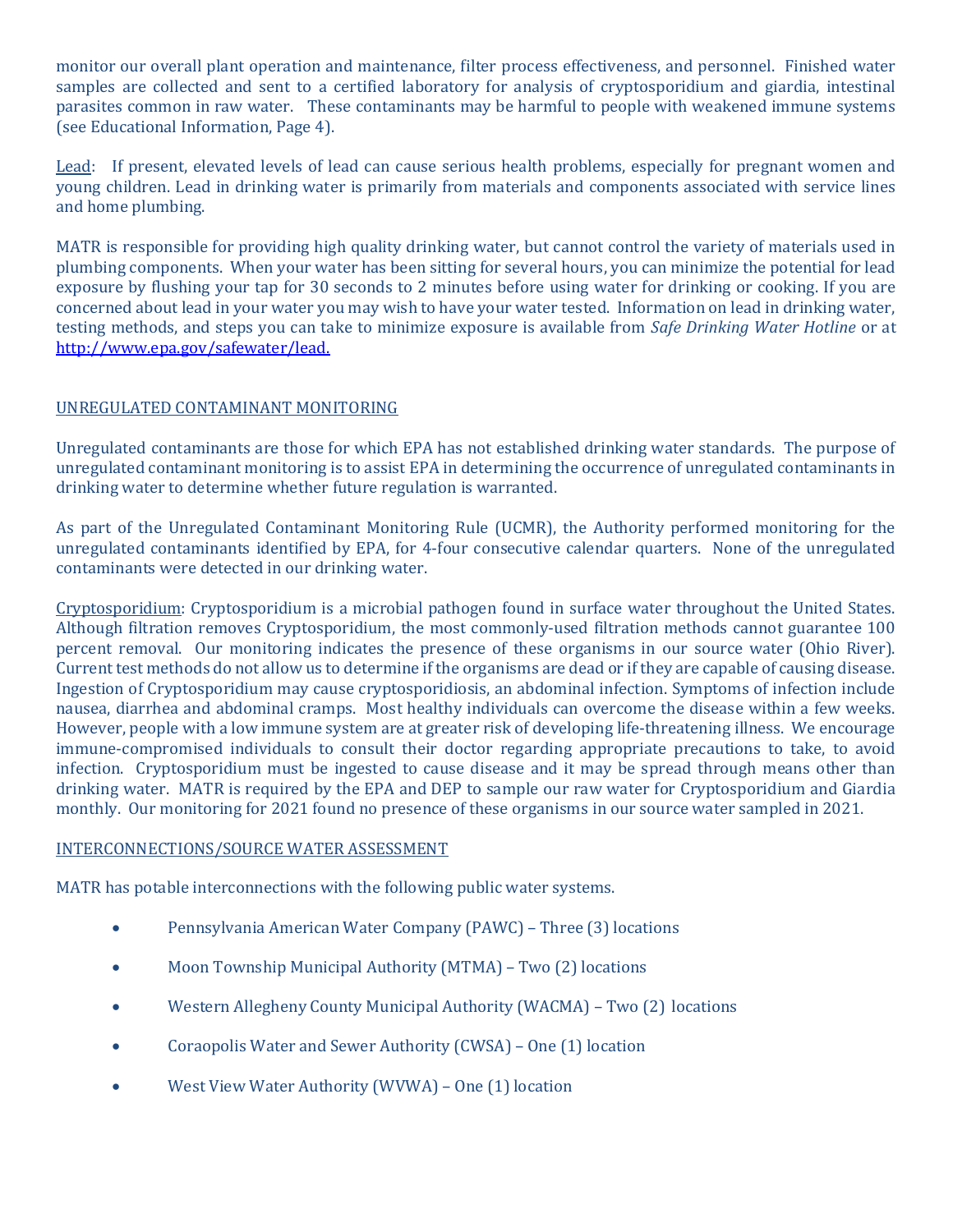monitor our overall plant operation and maintenance, filter process effectiveness, and personnel. Finished water samples are collected and sent to a certified laboratory for analysis of cryptosporidium and giardia, intestinal parasites common in raw water. These contaminants may be harmful to people with weakened immune systems (see Educational Information, Page 4).

<u>Lead</u>: If present, elevated levels of lead can cause serious health problems, especially for pregnant women and young children. Lead in drinking water is primarily from materials and components associated with service lines and home plumbing.

MATR is responsible for providing high quality drinking water, but cannot control the variety of materials used in plumbing components. When your water has been sitting for several hours, you can minimize the potential for lead exposure by flushing your tap for 30 seconds to 2 minutes before using water for drinking or cooking. If you are concerned about lead in your water you may wish to have your water tested. Information on lead in drinking water, testing methods, and steps you can take to minimize exposure is available from *Safe Drinking Water Hotline* or at [http://www.epa.gov/safewater/lead.](http://www.epa.gov/safewater/lead)

## UNREGULATED CONTAMINANT MONITORING

Unregulated contaminants are those for which EPA has not established drinking water standards. The purpose of unregulated contaminant monitoring is to assist EPA in determining the occurrence of unregulated contaminants in drinking water to determine whether future regulation is warranted.

As part of the Unregulated Contaminant Monitoring Rule (UCMR), the Authority performed monitoring for the unregulated contaminants identified by EPA, for 4-four consecutive calendar quarters. None of the unregulated contaminants were detected in our drinking water.

<u>Cryptosporidium</u>: Cryptosporidium is a microbial pathogen found in surface water throughout the United States. Although filtration removes Cryptosporidium, the most commonly-used filtration methods cannot guarantee 100 percent removal. Our monitoring indicates the presence of these organisms in our source water (Ohio River). Current test methods do not allow us to determine if the organisms are dead or if they are capable of causing disease. Ingestion of Cryptosporidium may cause cryptosporidiosis, an abdominal infection. Symptoms of infection include nausea, diarrhea and abdominal cramps. Most healthy individuals can overcome the disease within a few weeks. However, people with a low immune system are at greater risk of developing life-threatening illness. We encourage immune-compromised individuals to consult their doctor regarding appropriate precautions to take, to avoid infection. Cryptosporidium must be ingested to cause disease and it may be spread through means other than drinking water. MATR is required by the EPA and DEP to sample our raw water for Cryptosporidium and Giardia monthly. Our monitoring for 2021 found no presence of these organisms in our source water sampled in 2021.

## INTERCONNECTIONS/SOURCE WATER ASSESSMENT

MATR has potable interconnections with the following public water systems.

- Pennsylvania American Water Company (PAWC) – Three (3) locations
- Moon Township Municipal Authority (MTMA) – Two (2) locations
- Western Allegheny County Municipal Authority (WACMA) – Two (2) locations
- Coraopolis Water and Sewer Authority (CWSA) – One (1) location
- West View Water Authority (WVWA) – One (1) location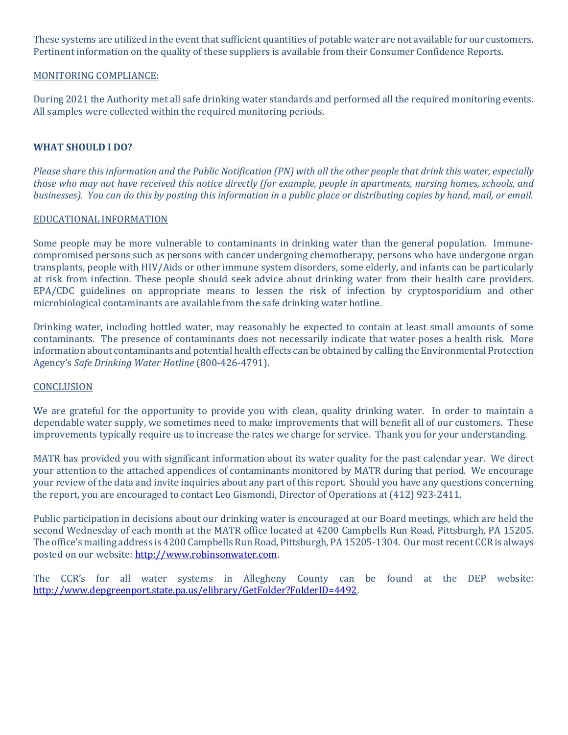These systems are utilized in the event that sufficient quantities of potable water are not available for our customers. Pertinent information on the quality of these suppliers is available from their Consumer Confidence Reports.

MONITORING COMPLIANCE:

During 2021 the Authority met all safe drinking water standards and performed all the required monitoring events. All samples were collected within the required monitoring periods.

## WHAT SHOULD I DO?

*Please share this information and the Public Notification (PN) with all the other people that drink this water, especially those who may not have received this notice directly (for example, people in apartments, nursing homes, schools, and businesses). You can do this by posting this information in a public place or distributing copies by hand, mail, or email.*

EDUCATIONAL INFORMATION

Some people may be more vulnerable to contaminants in drinking water than the general population. Immune-compromised persons such as persons with cancer undergoing chemotherapy, persons who have undergone organ transplants, people with HIV/Aids or other immune system disorders, some elderly, and infants can be particularly at risk from infection. These people should seek advice about drinking water from their health care providers. EPA/CDC guidelines on appropriate means to lessen the risk of infection by cryptosporidium and other microbiological contaminants are available from the safe drinking water hotline.

Drinking water, including bottled water, may reasonably be expected to contain at least small amounts of some contaminants. The presence of contaminants does not necessarily indicate that water poses a health risk. More information about contaminants and potential health effects can be obtained by calling the Environmental Protection Agency's *Safe Drinking Water Hotline* (800-426-4791).

CONCLUSION

We are grateful for the opportunity to provide you with clean, quality drinking water. In order to maintain a dependable water supply, we sometimes need to make improvements that will benefit all of our customers. These improvements typically require us to increase the rates we charge for service. Thank you for your understanding.

MATR has provided you with significant information about its water quality for the past calendar year. We direct your attention to the attached appendices of contaminants monitored by MATR during that period. We encourage your review of the data and invite inquiries about any part of this report. Should you have any questions concerning the report, you are encouraged to contact Leo Gismondi, Director of Operations at (412) 923-2411.

Public participation in decisions about our drinking water is encouraged at our Board meetings, which are held the second Wednesday of each month at the MATR office located at 4200 Campbells Run Road, Pittsburgh, PA 15205. The office's mailing address is 4200 Campbells Run Road, Pittsburgh, PA 15205-1304. Our most recent CCR is always posted on our website: http://www.robinsonwater.com.

The CCR's for all water systems in Allegheny County can be found at the DEP website: http://www.depgreenport.state.pa.us/elibrary/GetFolder?FolderID=4492.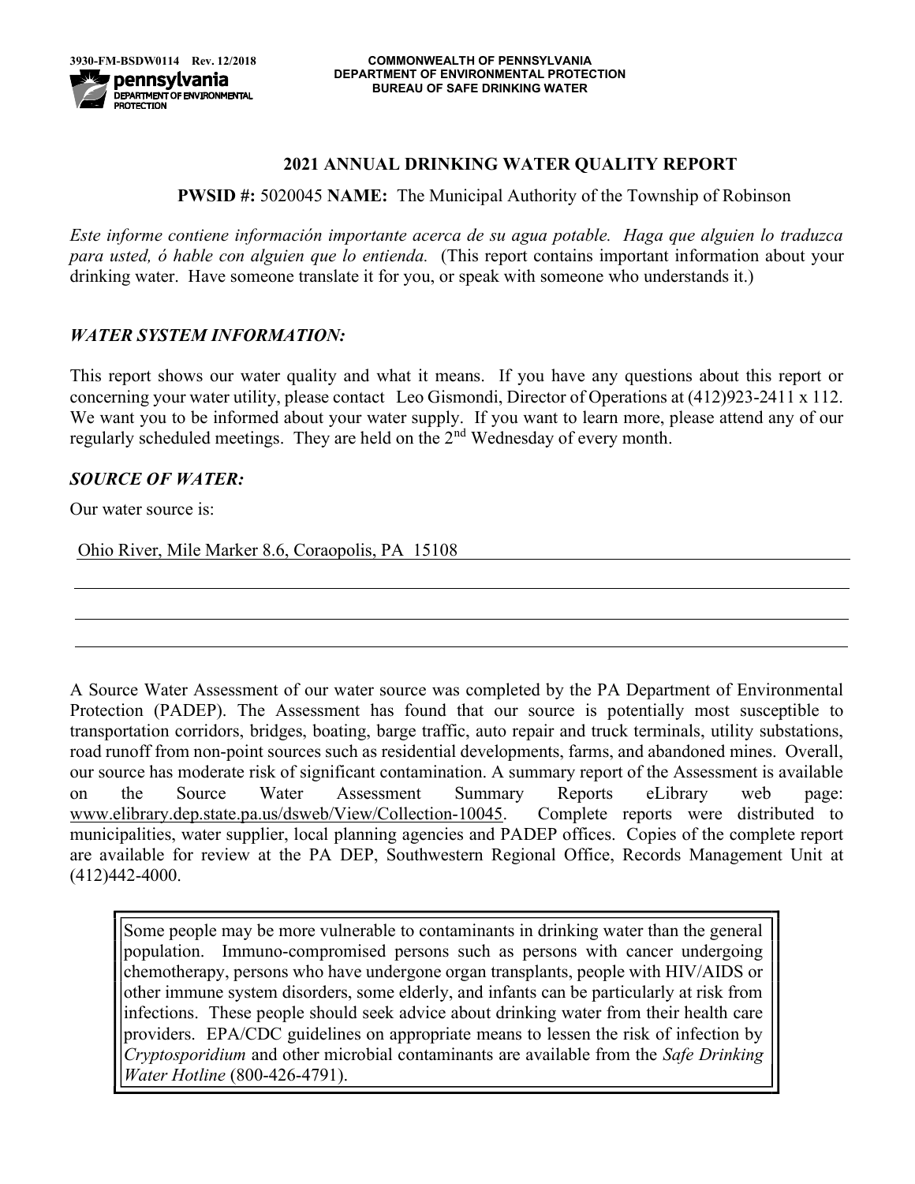3930-FM-BSDW0114 Rev. 12/2018

COMMONWEALTH OF PENNSYLVANIA
DEPARTMENT OF ENVIRONMENTAL PROTECTION
BUREAU OF SAFE DRINKING WATER

## 2021 ANNUAL DRINKING WATER QUALITY REPORT

**PWSID #:** 5020045 **NAME:** The Municipal Authority of the Township of Robinson

*Este informe contiene información importante acerca de su agua potable. Haga que alguien lo traduzca para usted, ó hable con alguien que lo entienda.* (This report contains important information about your drinking water. Have someone translate it for you, or speak with someone who understands it.)

### *WATER SYSTEM INFORMATION:*

This report shows our water quality and what it means. If you have any questions about this report or concerning your water utility, please contact Leo Gismondi, Director of Operations at (412)923-2411 x 112. We want you to be informed about your water supply. If you want to learn more, please attend any of our regularly scheduled meetings. They are held on the 2nd Wednesday of every month.

### *SOURCE OF WATER:*

Our water source is:

Ohio River, Mile Marker 8.6, Coraopolis, PA 15108

A Source Water Assessment of our water source was completed by the PA Department of Environmental Protection (PADEP). The Assessment has found that our source is potentially most susceptible to transportation corridors, bridges, boating, barge traffic, auto repair and truck terminals, utility substations, road runoff from non-point sources such as residential developments, farms, and abandoned mines. Overall, our source has moderate risk of significant contamination. A summary report of the Assessment is available on the Source Water Assessment Summary Reports eLibrary web page: www.elibrary.dep.state.pa.us/dsweb/View/Collection-10045. Complete reports were distributed to municipalities, water supplier, local planning agencies and PADEP offices. Copies of the complete report are available for review at the PA DEP, Southwestern Regional Office, Records Management Unit at (412)442-4000.

> Some people may be more vulnerable to contaminants in drinking water than the general population. Immuno-compromised persons such as persons with cancer undergoing chemotherapy, persons who have undergone organ transplants, people with HIV/AIDS or other immune system disorders, some elderly, and infants can be particularly at risk from infections. These people should seek advice about drinking water from their health care providers. EPA/CDC guidelines on appropriate means to lessen the risk of infection by *Cryptosporidium* and other microbial contaminants are available from the *Safe Drinking Water Hotline* (800-426-4791).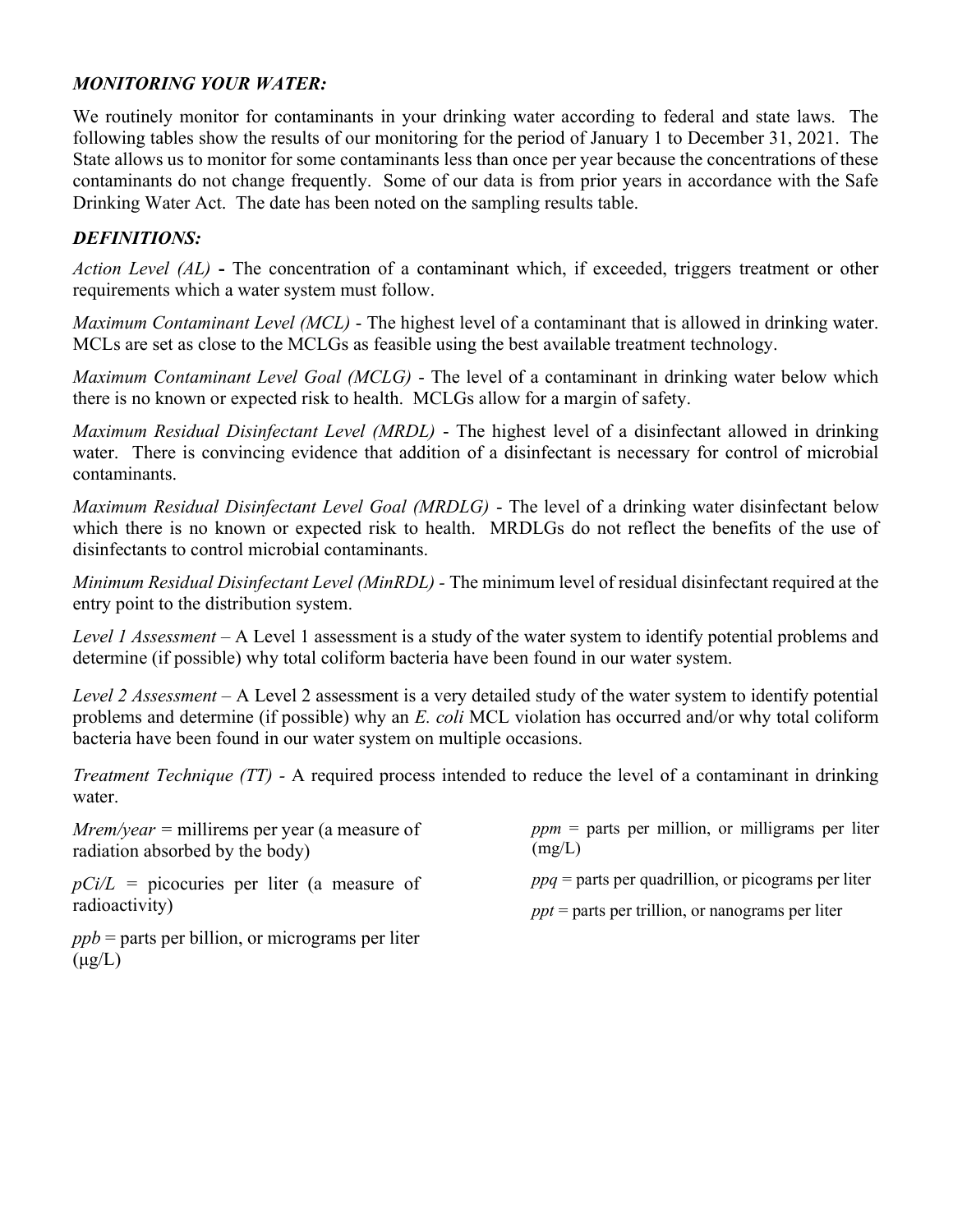### *MONITORING YOUR WATER:*

We routinely monitor for contaminants in your drinking water according to federal and state laws. The following tables show the results of our monitoring for the period of January 1 to December 31, 2021. The State allows us to monitor for some contaminants less than once per year because the concentrations of these contaminants do not change frequently. Some of our data is from prior years in accordance with the Safe Drinking Water Act. The date has been noted on the sampling results table.

### *DEFINITIONS:*

*Action Level (AL)* **-** The concentration of a contaminant which, if exceeded, triggers treatment or other requirements which a water system must follow.

*Maximum Contaminant Level (MCL)* - The highest level of a contaminant that is allowed in drinking water. MCLs are set as close to the MCLGs as feasible using the best available treatment technology.

*Maximum Contaminant Level Goal (MCLG)* - The level of a contaminant in drinking water below which there is no known or expected risk to health. MCLGs allow for a margin of safety.

*Maximum Residual Disinfectant Level (MRDL)* - The highest level of a disinfectant allowed in drinking water. There is convincing evidence that addition of a disinfectant is necessary for control of microbial contaminants.

*Maximum Residual Disinfectant Level Goal (MRDLG)* - The level of a drinking water disinfectant below which there is no known or expected risk to health. MRDLGs do not reflect the benefits of the use of disinfectants to control microbial contaminants.

*Minimum Residual Disinfectant Level (MinRDL)* - The minimum level of residual disinfectant required at the entry point to the distribution system.

*Level 1 Assessment* – A Level 1 assessment is a study of the water system to identify potential problems and determine (if possible) why total coliform bacteria have been found in our water system.

*Level 2 Assessment* – A Level 2 assessment is a very detailed study of the water system to identify potential problems and determine (if possible) why an *E. coli* MCL violation has occurred and/or why total coliform bacteria have been found in our water system on multiple occasions.

*Treatment Technique (TT)* - A required process intended to reduce the level of a contaminant in drinking water.

*Mrem/year* = millirems per year (a measure of radiation absorbed by the body)

*pCi/L* = picocuries per liter (a measure of radioactivity)

*ppb* = parts per billion, or micrograms per liter (µg/L)

*ppm* = parts per million, or milligrams per liter (mg/L)

*ppq* = parts per quadrillion, or picograms per liter

*ppt* = parts per trillion, or nanograms per liter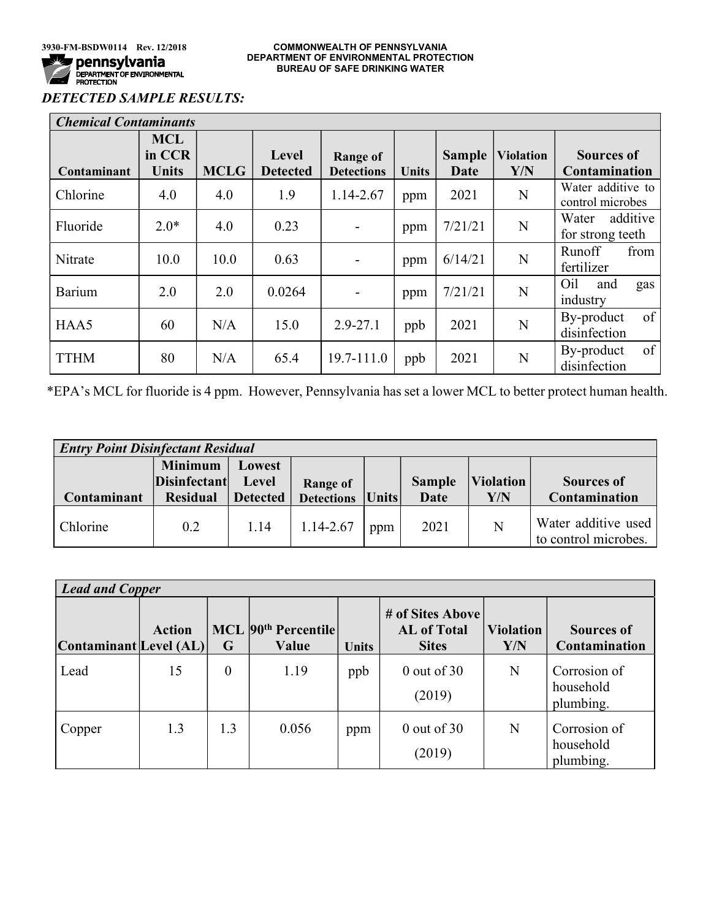*DETECTED SAMPLE RESULTS:*

| *Chemical Contaminants* | | | | | | | | |
|---|---|---|---|---|---|---|---|---|
| **Contaminant** | **MCL in CCR Units** | **MCLG** | **Level Detected** | **Range of Detections** | **Units** | **Sample Date** | **Violation Y/N** | **Sources of Contamination** |
| Chlorine | 4.0 | 4.0 | 1.9 | 1.14-2.67 | ppm | 2021 | N | Water additive to control microbes |
| Fluoride | 2.0* | 4.0 | 0.23 | - | ppm | 7/21/21 | N | Water additive for strong teeth |
| Nitrate | 10.0 | 10.0 | 0.63 | - | ppm | 6/14/21 | N | Runoff from fertilizer |
| Barium | 2.0 | 2.0 | 0.0264 | - | ppm | 7/21/21 | N | Oil and gas industry |
| HAA5 | 60 | N/A | 15.0 | 2.9-27.1 | ppb | 2021 | N | By-product of disinfection |
| TTHM | 80 | N/A | 65.4 | 19.7-111.0 | ppb | 2021 | N | By-product of disinfection |

*EPA's MCL for fluoride is 4 ppm. However, Pennsylvania has set a lower MCL to better protect human health.

| *Entry Point Disinfectant Residual* | | | | | | | |
|---|---|---|---|---|---|---|---|
| **Contaminant** | **Minimum Disinfectant Residual** | **Lowest Level Detected** | **Range of Detections** | **Units** | **Sample Date** | **Violation Y/N** | **Sources of Contamination** |
| Chlorine | 0.2 | 1.14 | 1.14-2.67 | ppm | 2021 | N | Water additive used to control microbes. |

| *Lead and Copper* | | | | | | | |
|---|---|---|---|---|---|---|---|
| **Contaminant** | **Action Level (AL)** | **MCLG** | **90th Percentile Value** | **Units** | **# of Sites Above AL of Total Sites** | **Violation Y/N** | **Sources of Contamination** |
| Lead | 15 | 0 | 1.19 | ppb | 0 out of 30 (2019) | N | Corrosion of household plumbing. |
| Copper | 1.3 | 1.3 | 0.056 | ppm | 0 out of 30 (2019) | N | Corrosion of household plumbing. |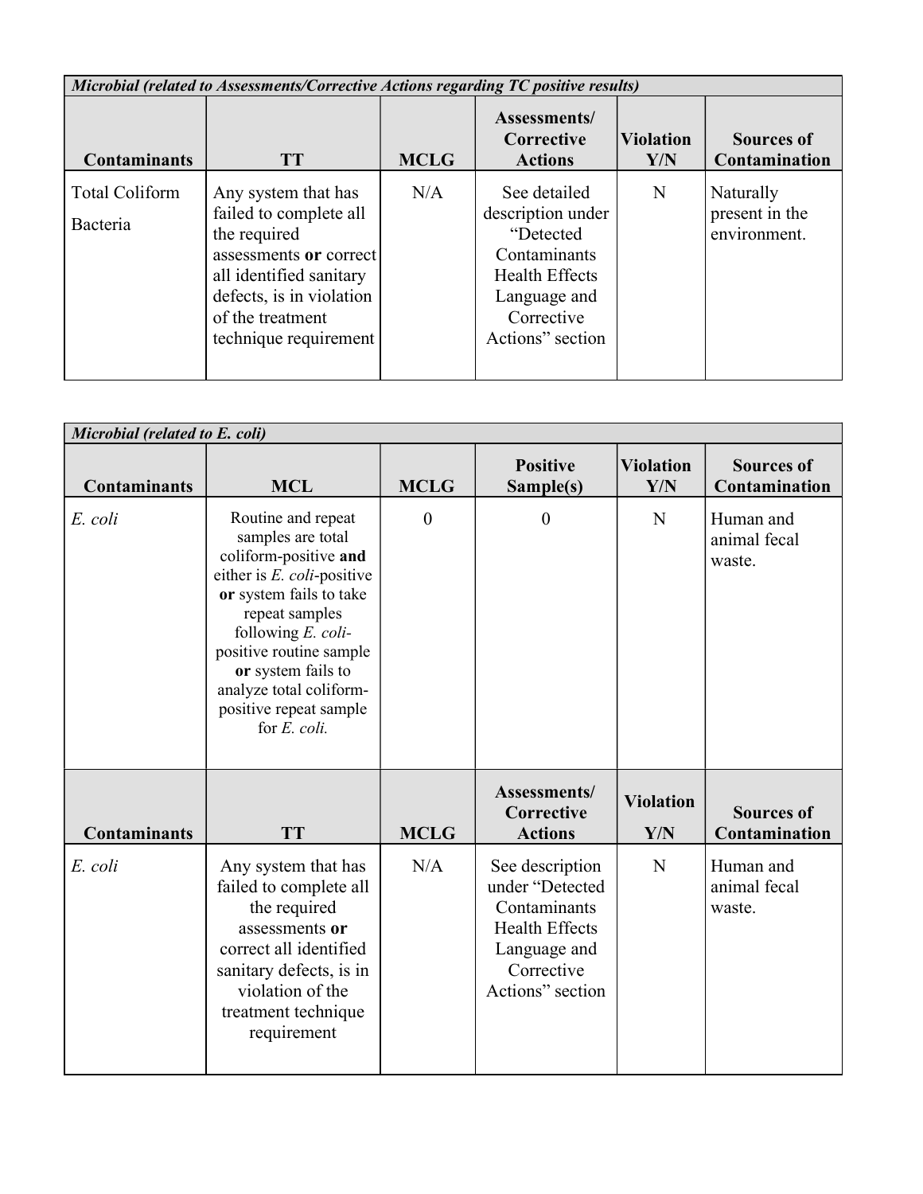| *Microbial (related to Assessments/Corrective Actions regarding TC positive results)* | | | | | |
|---|---|---|---|---|---|
| **Contaminants** | **TT** | **MCLG** | **Assessments/ Corrective Actions** | **Violation Y/N** | **Sources of Contamination** |
| Total Coliform Bacteria | Any system that has failed to complete all the required assessments **or** correct all identified sanitary defects, is in violation of the treatment technique requirement | N/A | See detailed description under "Detected Contaminants Health Effects Language and Corrective Actions" section | N | Naturally present in the environment. |

| *Microbial (related to E. coli)* | | | | | |
|---|---|---|---|---|---|
| **Contaminants** | **MCL** | **MCLG** | **Positive Sample(s)** | **Violation Y/N** | **Sources of Contamination** |
| *E. coli* | Routine and repeat samples are total coliform-positive **and** either is *E. coli*-positive **or** system fails to take repeat samples following *E. coli*-positive routine sample **or** system fails to analyze total coliform-positive repeat sample for *E. coli.* | 0 | 0 | N | Human and animal fecal waste. |
| **Contaminants** | **TT** | **MCLG** | **Assessments/ Corrective Actions** | **Violation Y/N** | **Sources of Contamination** |
| *E. coli* | Any system that has failed to complete all the required assessments **or** correct all identified sanitary defects, is in violation of the treatment technique requirement | N/A | See description under "Detected Contaminants Health Effects Language and Corrective Actions" section | N | Human and animal fecal waste. |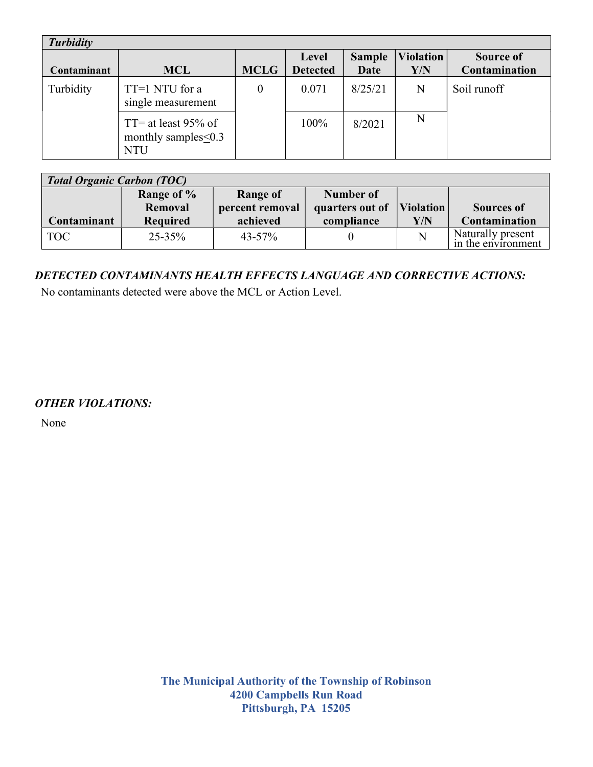| *Turbidity* | | | | | | |
|---|---|---|---|---|---|---|
| **Contaminant** | **MCL** | **MCLG** | **Level Detected** | **Sample Date** | **Violation Y/N** | **Source of Contamination** |
| Turbidity | TT=1 NTU for a single measurement | 0 | 0.071 | 8/25/21 | N | Soil runoff |
| | TT= at least 95% of monthly samples≤0.3 NTU | | 100% | 8/2021 | N | |

| *Total Organic Carbon (TOC)* | | | | | |
|---|---|---|---|---|---|
| **Contaminant** | **Range of % Removal Required** | **Range of percent removal achieved** | **Number of quarters out of compliance** | **Violation Y/N** | **Sources of Contamination** |
| TOC | 25-35% | 43-57% | 0 | N | Naturally present in the environment |

***DETECTED CONTAMINANTS HEALTH EFFECTS LANGUAGE AND CORRECTIVE ACTIONS:***

No contaminants detected were above the MCL or Action Level.

***OTHER VIOLATIONS:***

None

**The Municipal Authority of the Township of Robinson**
**4200 Campbells Run Road**
**Pittsburgh, PA 15205**